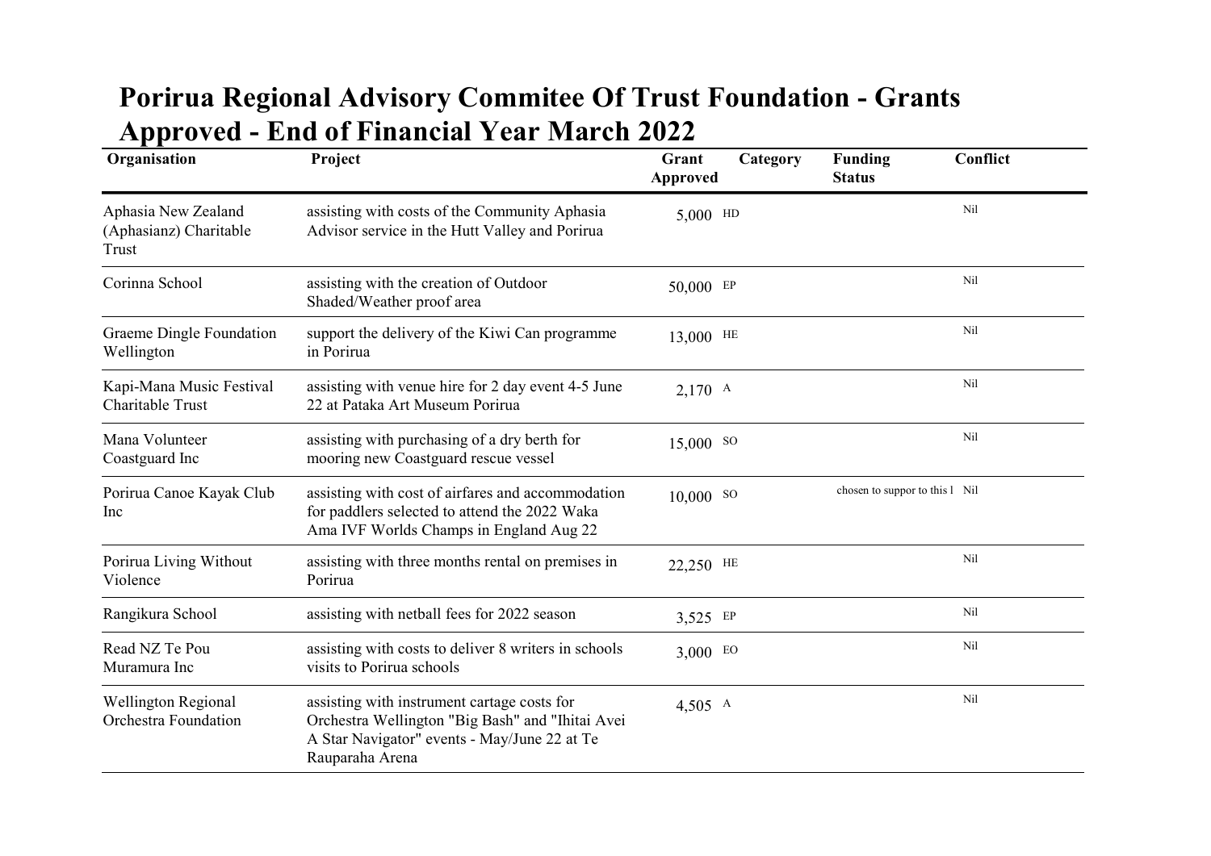# Porirua Regional Advisory Commitee Of Trust Foundation - Grants Approved - End of Financial Year March 2022

| Organisation | Project | Grant Approved | Category | Funding Status | Conflict |
|---|---|---|---|---|---|
| Aphasia New Zealand (Aphasianz) Charitable Trust | assisting with costs of the Community Aphasia Advisor service in the Hutt Valley and Porirua | 5,000 | HD | | Nil |
| Corinna School | assisting with the creation of Outdoor Shaded/Weather proof area | 50,000 | EP | | Nil |
| Graeme Dingle Foundation Wellington | support the delivery of the Kiwi Can programme in Porirua | 13,000 | HE | | Nil |
| Kapi-Mana Music Festival Charitable Trust | assisting with venue hire for 2 day event 4-5 June 22 at Pataka Art Museum Porirua | 2,170 | A | | Nil |
| Mana Volunteer Coastguard Inc | assisting with purchasing of a dry berth for mooring new Coastguard rescue vessel | 15,000 | SO | | Nil |
| Porirua Canoe Kayak Club Inc | assisting with cost of airfares and accommodation for paddlers selected to attend the 2022 Waka Ama IVF Worlds Champs in England Aug 22 | 10,000 | SO | chosen to suppor to this l | Nil |
| Porirua Living Without Violence | assisting with three months rental on premises in Porirua | 22,250 | HE | | Nil |
| Rangikura School | assisting with netball fees for 2022 season | 3,525 | EP | | Nil |
| Read NZ Te Pou Muramura Inc | assisting with costs to deliver 8 writers in schools visits to Porirua schools | 3,000 | EO | | Nil |
| Wellington Regional Orchestra Foundation | assisting with instrument cartage costs for Orchestra Wellington "Big Bash" and "Ihitai Avei A Star Navigator" events - May/June 22 at Te Rauparaha Arena | 4,505 | A | | Nil |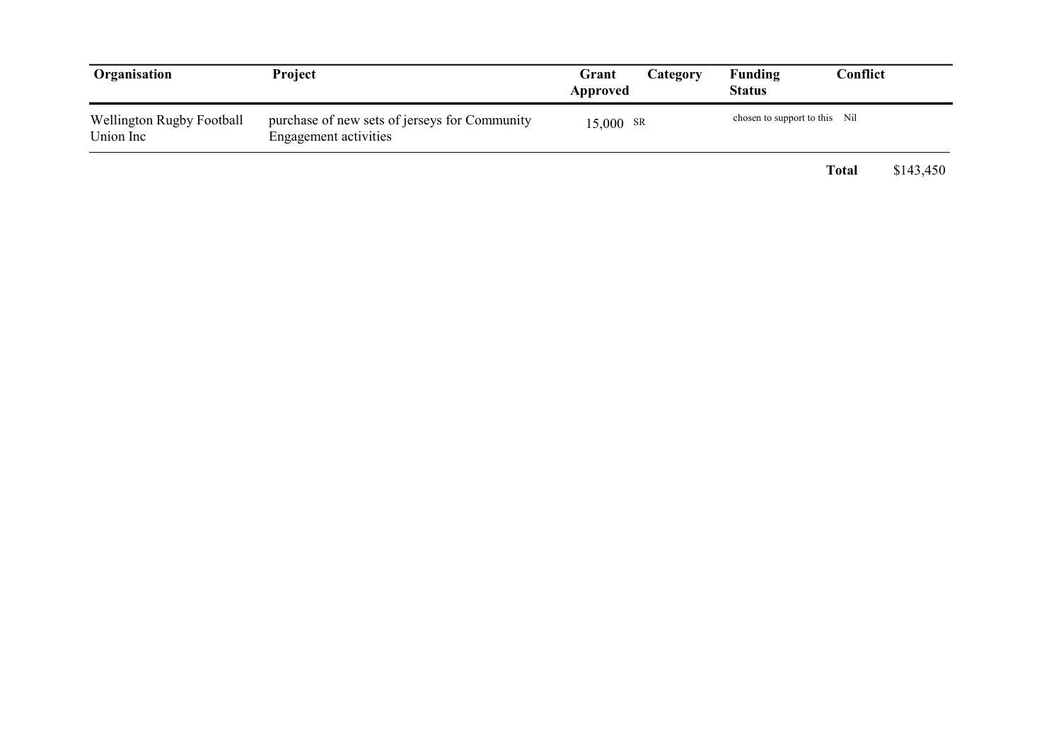| Organisation | Project | Grant Approved | Category | Funding Status | Conflict |
| --- | --- | --- | --- | --- | --- |
| Wellington Rugby Football Union Inc | purchase of new sets of jerseys for Community Engagement activities | 15,000 | SR | chosen to support to this | Nil |
| | | | | Total | $143,450 |